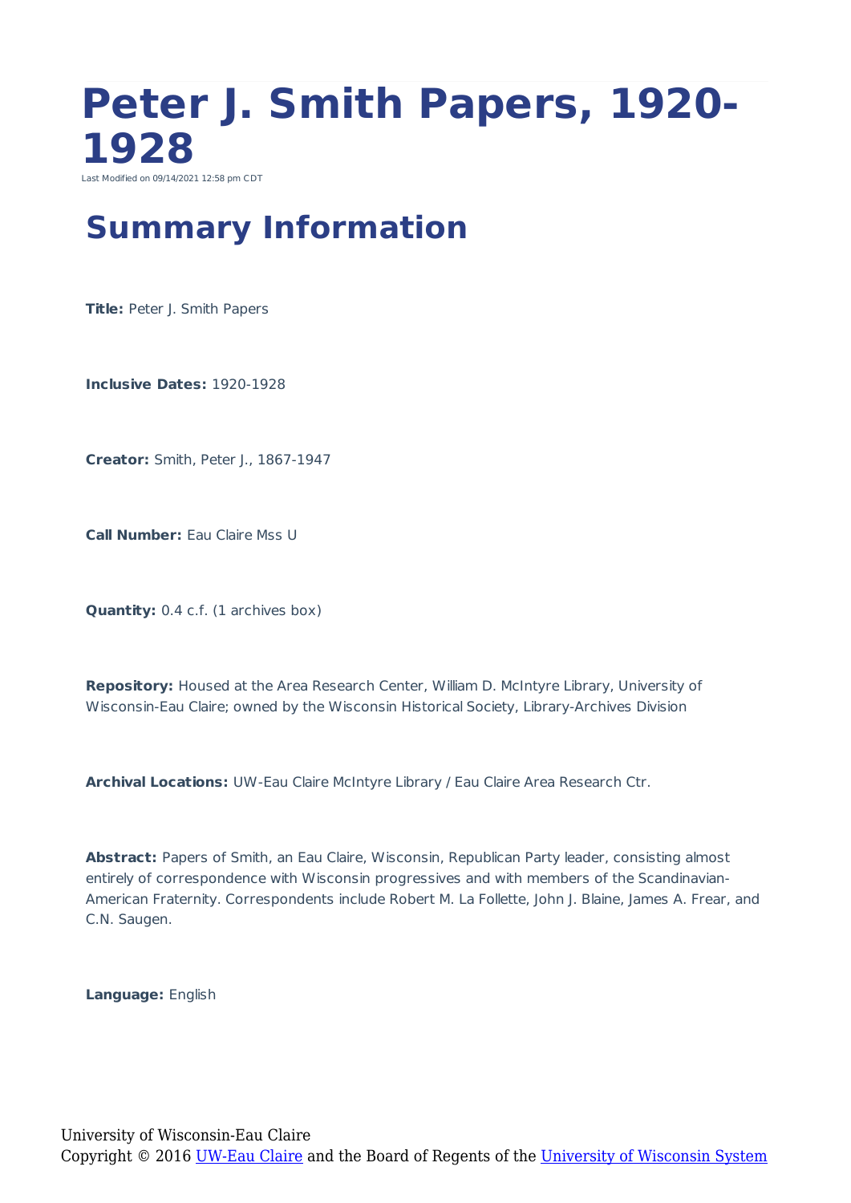# Peter J. Smith Papers, 1920-1928

Last Modified on 09/14/2021 12:58 pm CDT

## Summary Information

**Title:** Peter J. Smith Papers

**Inclusive Dates:** 1920-1928

**Creator:** Smith, Peter J., 1867-1947

**Call Number:** Eau Claire Mss U

**Quantity:** 0.4 c.f. (1 archives box)

**Repository:** Housed at the Area Research Center, William D. McIntyre Library, University of Wisconsin-Eau Claire; owned by the Wisconsin Historical Society, Library-Archives Division

**Archival Locations:** UW-Eau Claire McIntyre Library / Eau Claire Area Research Ctr.

**Abstract:** Papers of Smith, an Eau Claire, Wisconsin, Republican Party leader, consisting almost entirely of correspondence with Wisconsin progressives and with members of the Scandinavian-American Fraternity. Correspondents include Robert M. La Follette, John J. Blaine, James A. Frear, and C.N. Saugen.

**Language:** English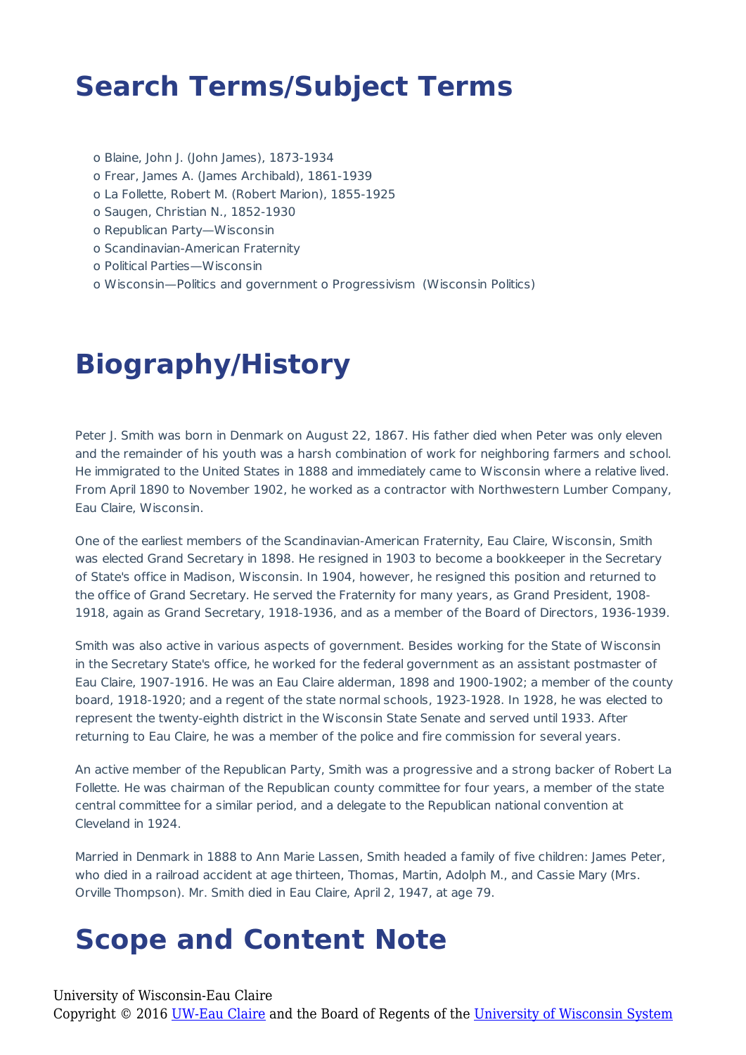# Search Terms/Subject Terms

- o Blaine, John J. (John James), 1873-1934
- o Frear, James A. (James Archibald), 1861-1939
- o La Follette, Robert M. (Robert Marion), 1855-1925
- o Saugen, Christian N., 1852-1930
- o Republican Party—Wisconsin
- o Scandinavian-American Fraternity
- o Political Parties—Wisconsin
- o Wisconsin—Politics and government o Progressivism (Wisconsin Politics)

# Biography/History

Peter J. Smith was born in Denmark on August 22, 1867. His father died when Peter was only eleven and the remainder of his youth was a harsh combination of work for neighboring farmers and school. He immigrated to the United States in 1888 and immediately came to Wisconsin where a relative lived. From April 1890 to November 1902, he worked as a contractor with Northwestern Lumber Company, Eau Claire, Wisconsin.

One of the earliest members of the Scandinavian-American Fraternity, Eau Claire, Wisconsin, Smith was elected Grand Secretary in 1898. He resigned in 1903 to become a bookkeeper in the Secretary of State's office in Madison, Wisconsin. In 1904, however, he resigned this position and returned to the office of Grand Secretary. He served the Fraternity for many years, as Grand President, 1908-1918, again as Grand Secretary, 1918-1936, and as a member of the Board of Directors, 1936-1939.

Smith was also active in various aspects of government. Besides working for the State of Wisconsin in the Secretary State's office, he worked for the federal government as an assistant postmaster of Eau Claire, 1907-1916. He was an Eau Claire alderman, 1898 and 1900-1902; a member of the county board, 1918-1920; and a regent of the state normal schools, 1923-1928. In 1928, he was elected to represent the twenty-eighth district in the Wisconsin State Senate and served until 1933. After returning to Eau Claire, he was a member of the police and fire commission for several years.

An active member of the Republican Party, Smith was a progressive and a strong backer of Robert La Follette. He was chairman of the Republican county committee for four years, a member of the state central committee for a similar period, and a delegate to the Republican national convention at Cleveland in 1924.

Married in Denmark in 1888 to Ann Marie Lassen, Smith headed a family of five children: James Peter, who died in a railroad accident at age thirteen, Thomas, Martin, Adolph M., and Cassie Mary (Mrs. Orville Thompson). Mr. Smith died in Eau Claire, April 2, 1947, at age 79.

# Scope and Content Note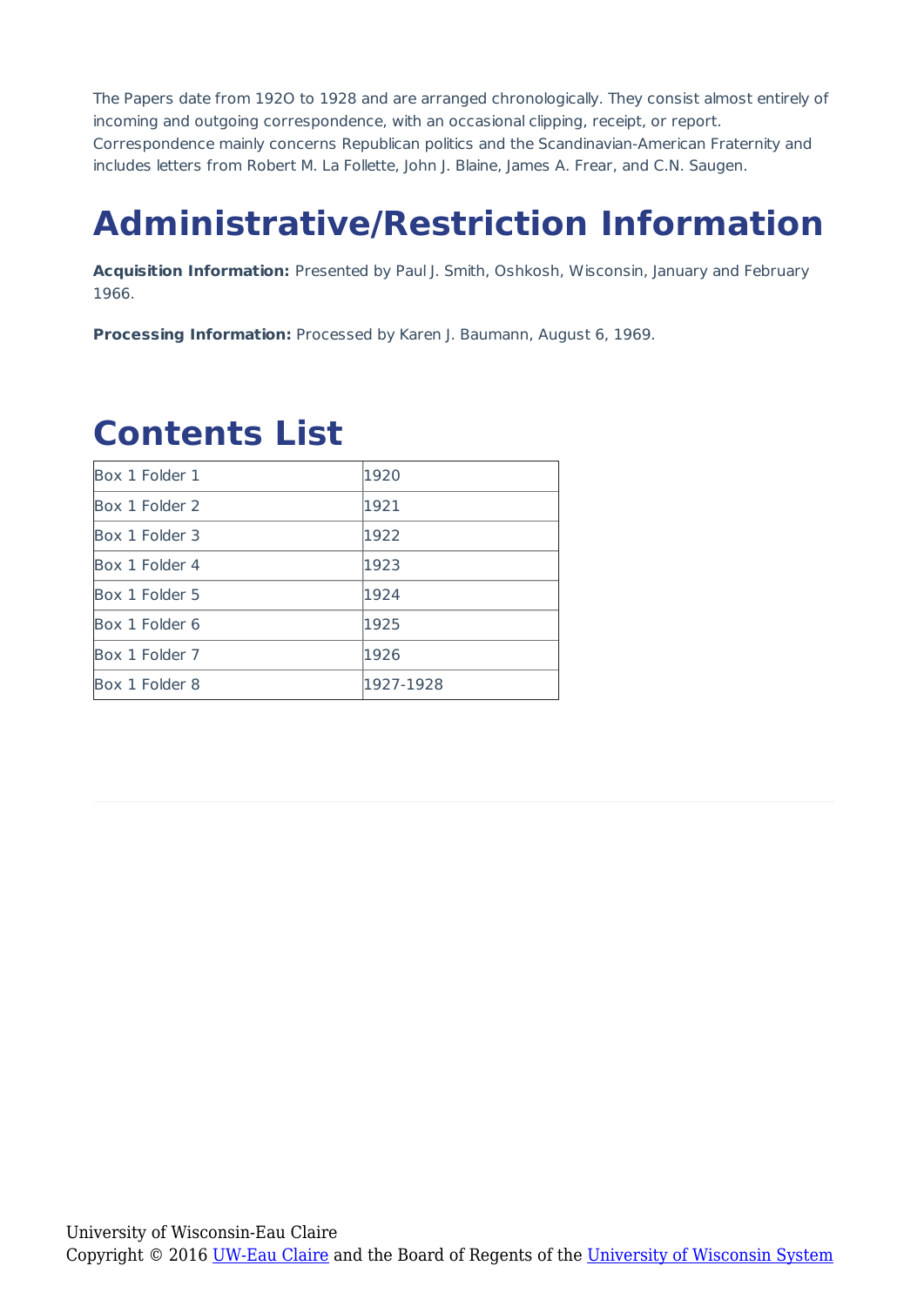The Papers date from 192O to 1928 and are arranged chronologically. They consist almost entirely of incoming and outgoing correspondence, with an occasional clipping, receipt, or report. Correspondence mainly concerns Republican politics and the Scandinavian-American Fraternity and includes letters from Robert M. La Follette, John J. Blaine, James A. Frear, and C.N. Saugen.

# Administrative/Restriction Information

**Acquisition Information:** Presented by Paul J. Smith, Oshkosh, Wisconsin, January and February 1966.

**Processing Information:** Processed by Karen J. Baumann, August 6, 1969.

# Contents List

| | |
|---|---|
| Box 1 Folder 1 | 1920 |
| Box 1 Folder 2 | 1921 |
| Box 1 Folder 3 | 1922 |
| Box 1 Folder 4 | 1923 |
| Box 1 Folder 5 | 1924 |
| Box 1 Folder 6 | 1925 |
| Box 1 Folder 7 | 1926 |
| Box 1 Folder 8 | 1927-1928 |

University of Wisconsin-Eau Claire
Copyright © 2016 UW-Eau Claire and the Board of Regents of the University of Wisconsin System